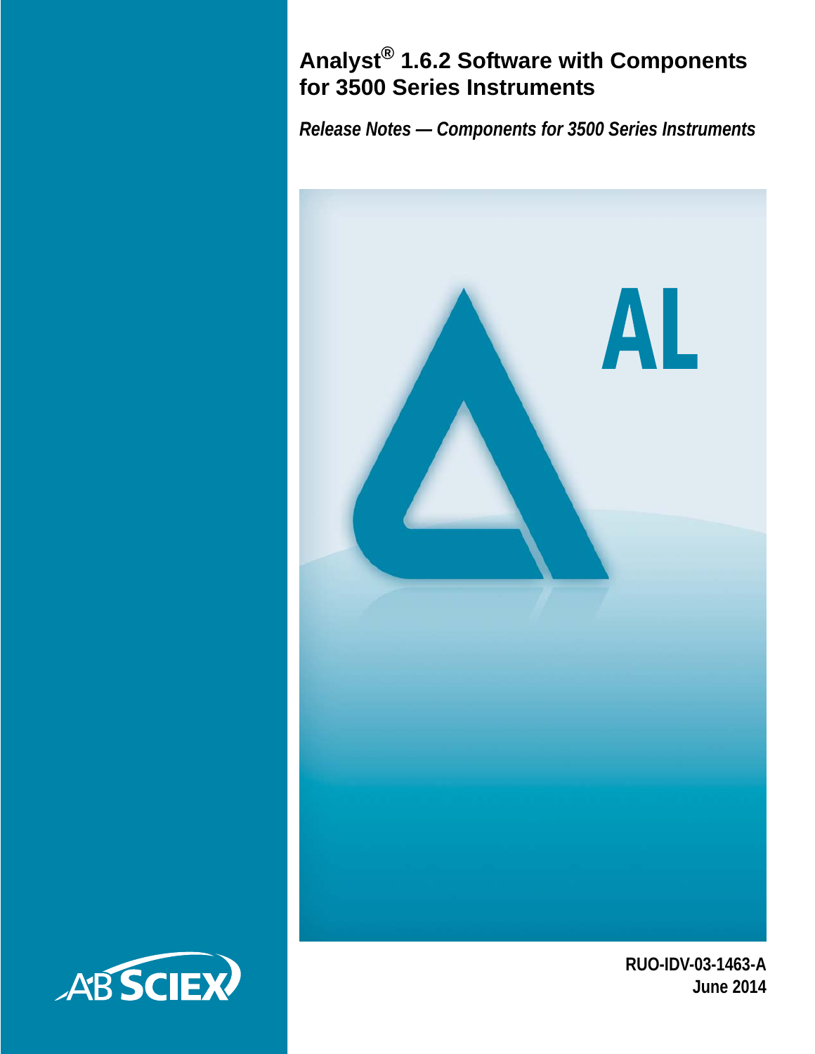# Analyst® 1.6.2 Software with Components for 3500 Series Instruments

*Release Notes — Components for 3500 Series Instruments*

**RUO-IDV-03-1463-A**
**June 2014**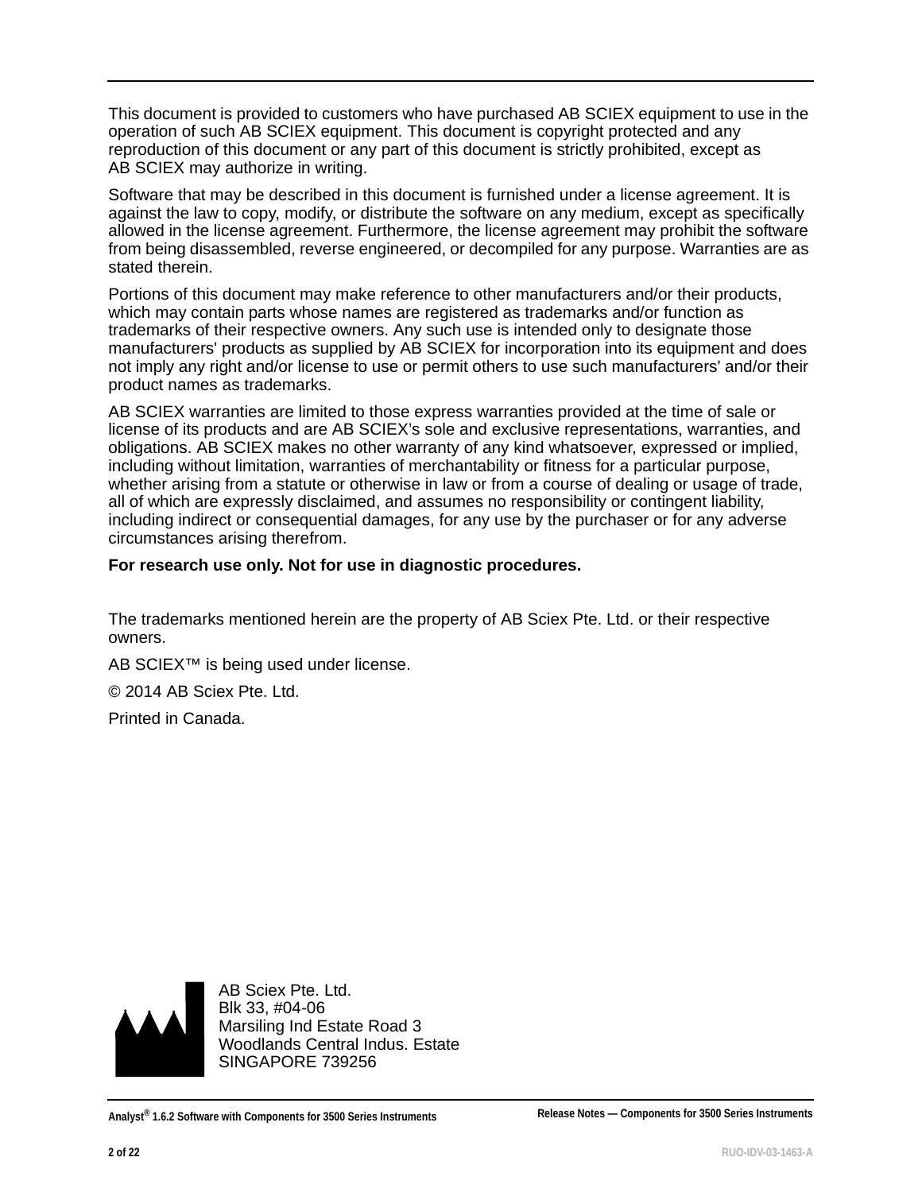This document is provided to customers who have purchased AB SCIEX equipment to use in the operation of such AB SCIEX equipment. This document is copyright protected and any reproduction of this document or any part of this document is strictly prohibited, except as AB SCIEX may authorize in writing.

Software that may be described in this document is furnished under a license agreement. It is against the law to copy, modify, or distribute the software on any medium, except as specifically allowed in the license agreement. Furthermore, the license agreement may prohibit the software from being disassembled, reverse engineered, or decompiled for any purpose. Warranties are as stated therein.

Portions of this document may make reference to other manufacturers and/or their products, which may contain parts whose names are registered as trademarks and/or function as trademarks of their respective owners. Any such use is intended only to designate those manufacturers' products as supplied by AB SCIEX for incorporation into its equipment and does not imply any right and/or license to use or permit others to use such manufacturers' and/or their product names as trademarks.

AB SCIEX warranties are limited to those express warranties provided at the time of sale or license of its products and are AB SCIEX's sole and exclusive representations, warranties, and obligations. AB SCIEX makes no other warranty of any kind whatsoever, expressed or implied, including without limitation, warranties of merchantability or fitness for a particular purpose, whether arising from a statute or otherwise in law or from a course of dealing or usage of trade, all of which are expressly disclaimed, and assumes no responsibility or contingent liability, including indirect or consequential damages, for any use by the purchaser or for any adverse circumstances arising therefrom.

**For research use only. Not for use in diagnostic procedures.**

The trademarks mentioned herein are the property of AB Sciex Pte. Ltd. or their respective owners.

AB SCIEX™ is being used under license.

© 2014 AB Sciex Pte. Ltd.

Printed in Canada.

AB Sciex Pte. Ltd.
Blk 33, #04-06
Marsiling Ind Estate Road 3
Woodlands Central Indus. Estate
SINGAPORE 739256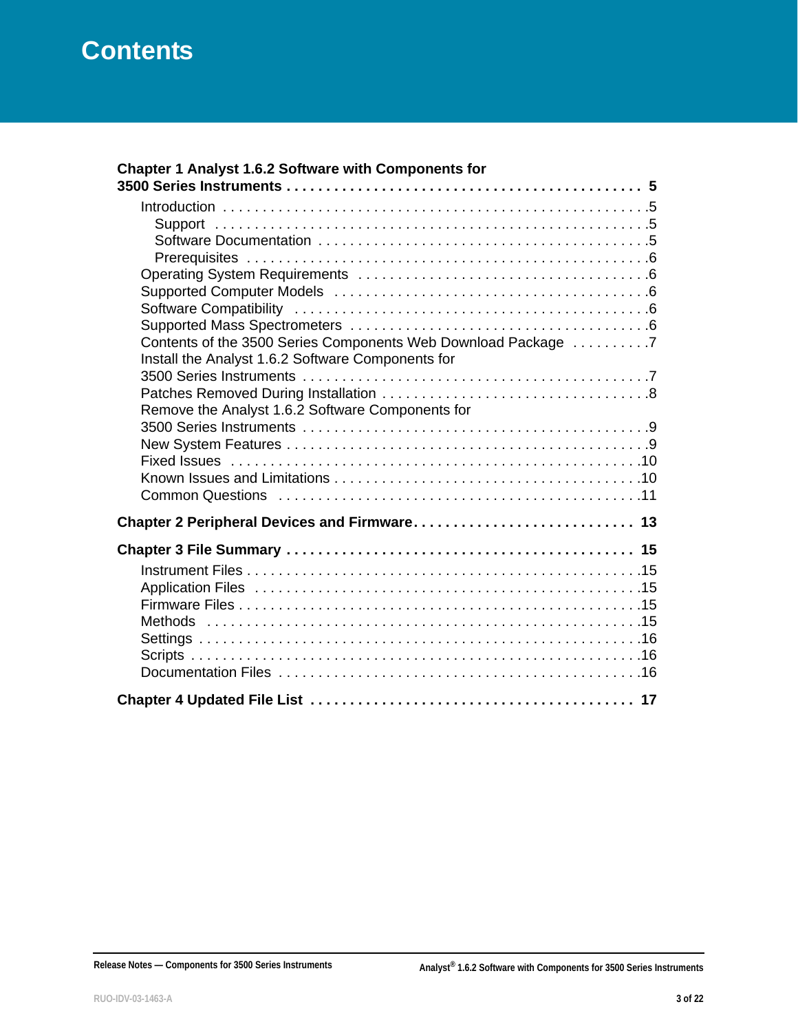# Contents

**Chapter 1 Analyst 1.6.2 Software with Components for 3500 Series Instruments . . . . . . . . 5**

- Introduction . . . . . . . . 5
  - Support . . . . . . . . 5
  - Software Documentation . . . . . . . . 5
  - Prerequisites . . . . . . . . 6
- Operating System Requirements . . . . . . . . 6
- Supported Computer Models . . . . . . . . 6
- Software Compatibility . . . . . . . . 6
- Supported Mass Spectrometers . . . . . . . . 6
- Contents of the 3500 Series Components Web Download Package . . . . . . . . 7
- Install the Analyst 1.6.2 Software Components for 3500 Series Instruments . . . . . . . . 7
- Patches Removed During Installation . . . . . . . . 8
- Remove the Analyst 1.6.2 Software Components for 3500 Series Instruments . . . . . . . . 9
- New System Features . . . . . . . . 9
- Fixed Issues . . . . . . . . 10
- Known Issues and Limitations . . . . . . . . 10
- Common Questions . . . . . . . . 11

**Chapter 2 Peripheral Devices and Firmware . . . . . . . . 13**

**Chapter 3 File Summary . . . . . . . . 15**

- Instrument Files . . . . . . . . 15
- Application Files . . . . . . . . 15
- Firmware Files . . . . . . . . 15
- Methods . . . . . . . . 15
- Settings . . . . . . . . 16
- Scripts . . . . . . . . 16
- Documentation Files . . . . . . . . 16

**Chapter 4 Updated File List . . . . . . . . 17**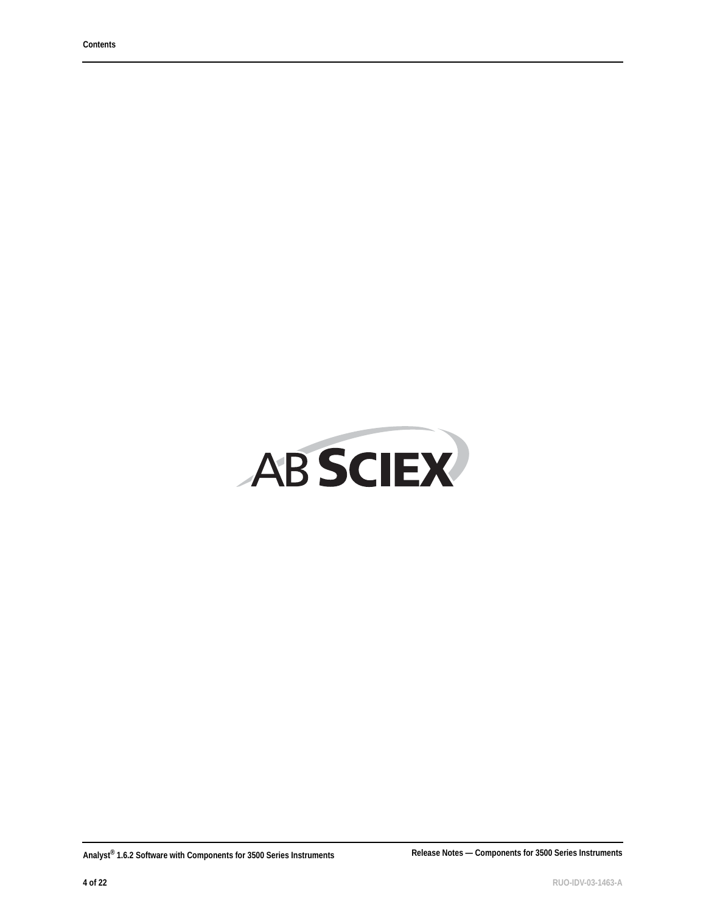AB SCIEX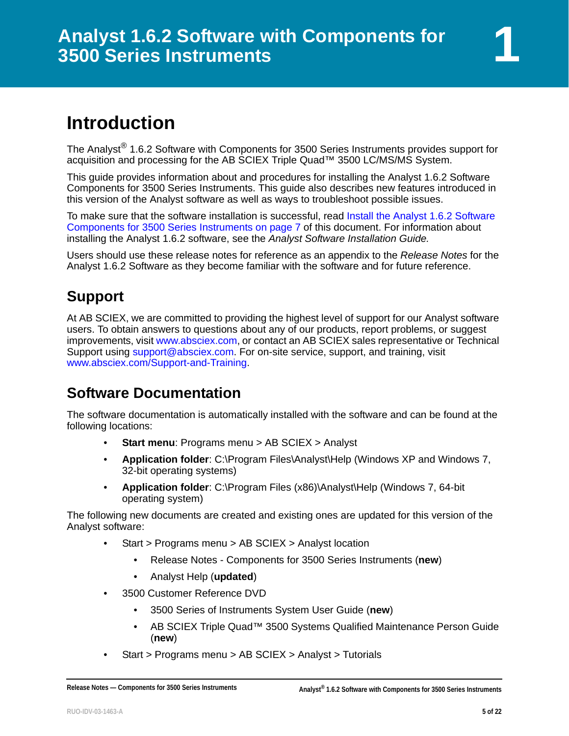# 1 Analyst 1.6.2 Software with Components for 3500 Series Instruments

## Introduction

The Analyst® 1.6.2 Software with Components for 3500 Series Instruments provides support for acquisition and processing for the AB SCIEX Triple Quad™ 3500 LC/MS/MS System.

This guide provides information about and procedures for installing the Analyst 1.6.2 Software Components for 3500 Series Instruments. This guide also describes new features introduced in this version of the Analyst software as well as ways to troubleshoot possible issues.

To make sure that the software installation is successful, read Install the Analyst 1.6.2 Software Components for 3500 Series Instruments on page 7 of this document. For information about installing the Analyst 1.6.2 software, see the *Analyst Software Installation Guide.*

Users should use these release notes for reference as an appendix to the *Release Notes* for the Analyst 1.6.2 Software as they become familiar with the software and for future reference.

## Support

At AB SCIEX, we are committed to providing the highest level of support for our Analyst software users. To obtain answers to questions about any of our products, report problems, or suggest improvements, visit www.absciex.com, or contact an AB SCIEX sales representative or Technical Support using support@absciex.com. For on-site service, support, and training, visit www.absciex.com/Support-and-Training.

## Software Documentation

The software documentation is automatically installed with the software and can be found at the following locations:

- **Start menu**: Programs menu > AB SCIEX > Analyst
- **Application folder**: C:\Program Files\Analyst\Help (Windows XP and Windows 7, 32-bit operating systems)
- **Application folder**: C:\Program Files (x86)\Analyst\Help (Windows 7, 64-bit operating system)

The following new documents are created and existing ones are updated for this version of the Analyst software:

- Start > Programs menu > AB SCIEX > Analyst location
  - Release Notes - Components for 3500 Series Instruments (**new**)
  - Analyst Help (**updated**)
- 3500 Customer Reference DVD
  - 3500 Series of Instruments System User Guide (**new**)
  - AB SCIEX Triple Quad™ 3500 Systems Qualified Maintenance Person Guide (**new**)
- Start > Programs menu > AB SCIEX > Analyst > Tutorials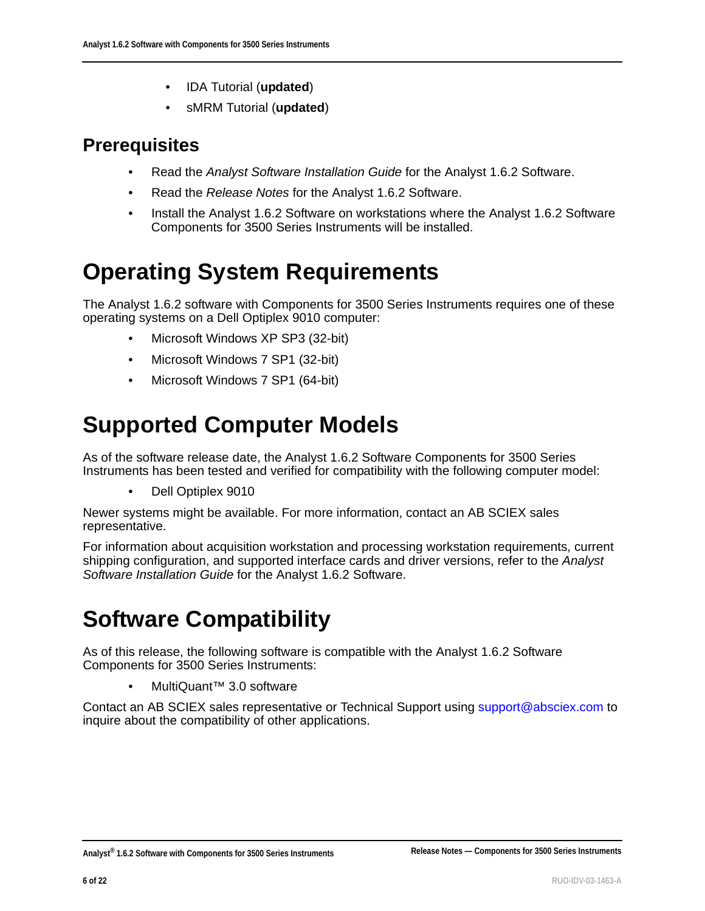- IDA Tutorial (**updated**)
- sMRM Tutorial (**updated**)

## Prerequisites

- Read the *Analyst Software Installation Guide* for the Analyst 1.6.2 Software.
- Read the *Release Notes* for the Analyst 1.6.2 Software.
- Install the Analyst 1.6.2 Software on workstations where the Analyst 1.6.2 Software Components for 3500 Series Instruments will be installed.

# Operating System Requirements

The Analyst 1.6.2 software with Components for 3500 Series Instruments requires one of these operating systems on a Dell Optiplex 9010 computer:

- Microsoft Windows XP SP3 (32-bit)
- Microsoft Windows 7 SP1 (32-bit)
- Microsoft Windows 7 SP1 (64-bit)

# Supported Computer Models

As of the software release date, the Analyst 1.6.2 Software Components for 3500 Series Instruments has been tested and verified for compatibility with the following computer model:

- Dell Optiplex 9010

Newer systems might be available. For more information, contact an AB SCIEX sales representative.

For information about acquisition workstation and processing workstation requirements, current shipping configuration, and supported interface cards and driver versions, refer to the *Analyst Software Installation Guide* for the Analyst 1.6.2 Software.

# Software Compatibility

As of this release, the following software is compatible with the Analyst 1.6.2 Software Components for 3500 Series Instruments:

- MultiQuant™ 3.0 software

Contact an AB SCIEX sales representative or Technical Support using support@absciex.com to inquire about the compatibility of other applications.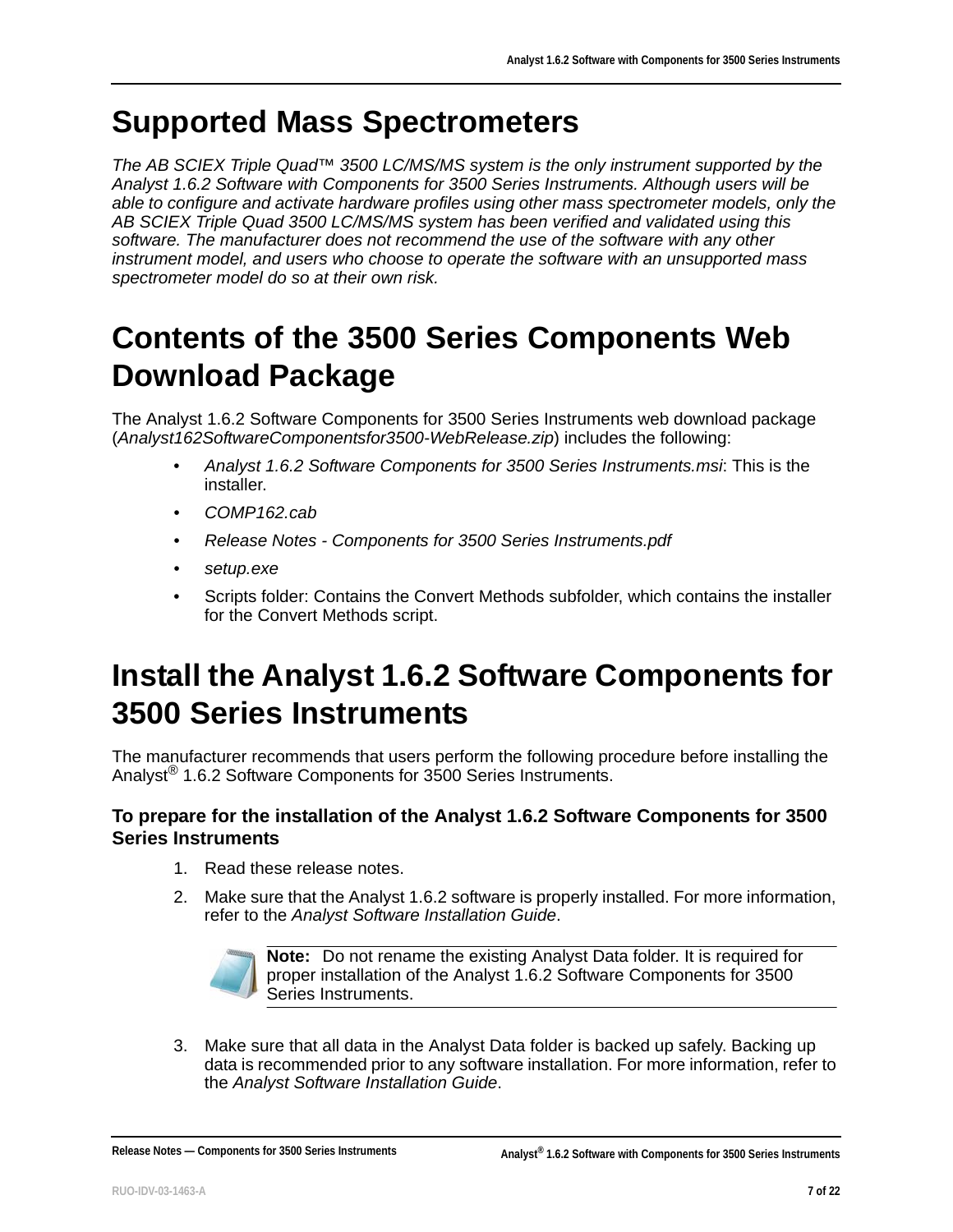# Supported Mass Spectrometers

*The AB SCIEX Triple Quad™ 3500 LC/MS/MS system is the only instrument supported by the Analyst 1.6.2 Software with Components for 3500 Series Instruments. Although users will be able to configure and activate hardware profiles using other mass spectrometer models, only the AB SCIEX Triple Quad 3500 LC/MS/MS system has been verified and validated using this software. The manufacturer does not recommend the use of the software with any other instrument model, and users who choose to operate the software with an unsupported mass spectrometer model do so at their own risk.*

# Contents of the 3500 Series Components Web Download Package

The Analyst 1.6.2 Software Components for 3500 Series Instruments web download package (*Analyst162SoftwareComponentsfor3500-WebRelease.zip*) includes the following:

- *Analyst 1.6.2 Software Components for 3500 Series Instruments.msi*: This is the installer.
- *COMP162.cab*
- *Release Notes - Components for 3500 Series Instruments.pdf*
- *setup.exe*
- Scripts folder: Contains the Convert Methods subfolder, which contains the installer for the Convert Methods script.

# Install the Analyst 1.6.2 Software Components for 3500 Series Instruments

The manufacturer recommends that users perform the following procedure before installing the Analyst® 1.6.2 Software Components for 3500 Series Instruments.

### To prepare for the installation of the Analyst 1.6.2 Software Components for 3500 Series Instruments

1. Read these release notes.
2. Make sure that the Analyst 1.6.2 software is properly installed. For more information, refer to the *Analyst Software Installation Guide*.

   **Note:** Do not rename the existing Analyst Data folder. It is required for proper installation of the Analyst 1.6.2 Software Components for 3500 Series Instruments.

3. Make sure that all data in the Analyst Data folder is backed up safely. Backing up data is recommended prior to any software installation. For more information, refer to the *Analyst Software Installation Guide*.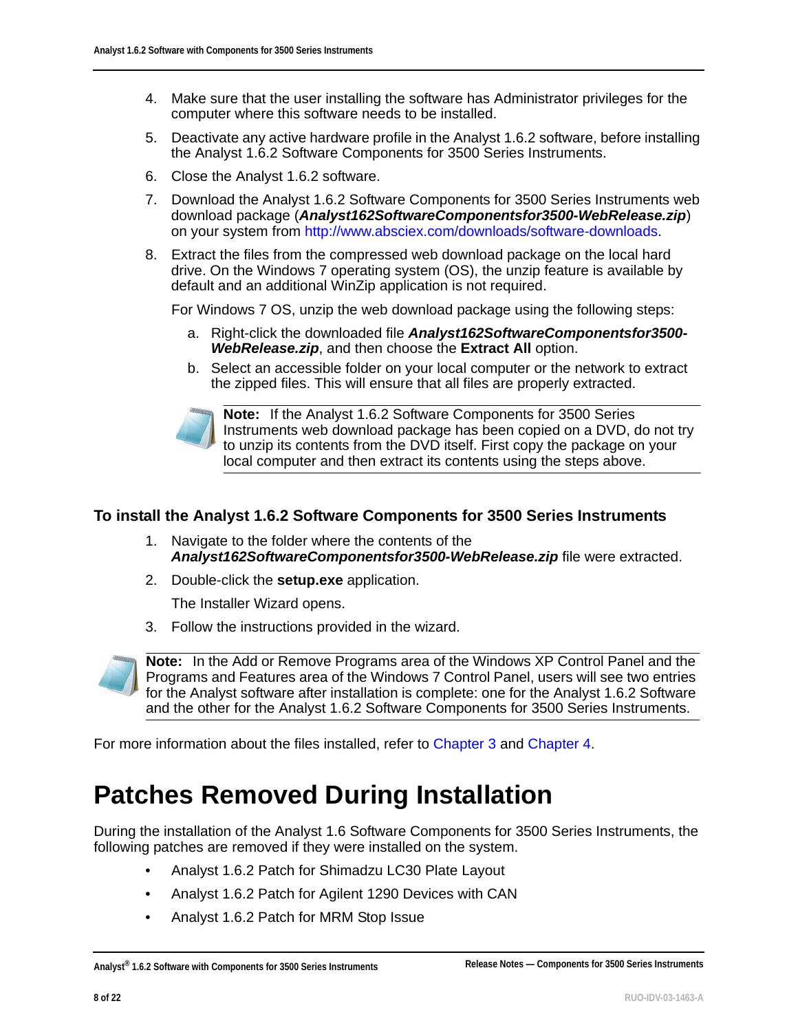4. Make sure that the user installing the software has Administrator privileges for the computer where this software needs to be installed.
5. Deactivate any active hardware profile in the Analyst 1.6.2 software, before installing the Analyst 1.6.2 Software Components for 3500 Series Instruments.
6. Close the Analyst 1.6.2 software.
7. Download the Analyst 1.6.2 Software Components for 3500 Series Instruments web download package (***Analyst162SoftwareComponentsfor3500-WebRelease.zip***) on your system from http://www.absciex.com/downloads/software-downloads.
8. Extract the files from the compressed web download package on the local hard drive. On the Windows 7 operating system (OS), the unzip feature is available by default and an additional WinZip application is not required.

   For Windows 7 OS, unzip the web download package using the following steps:

   a. Right-click the downloaded file ***Analyst162SoftwareComponentsfor3500-WebRelease.zip***, and then choose the **Extract All** option.
   b. Select an accessible folder on your local computer or the network to extract the zipped files. This will ensure that all files are properly extracted.

   **Note:** If the Analyst 1.6.2 Software Components for 3500 Series Instruments web download package has been copied on a DVD, do not try to unzip its contents from the DVD itself. First copy the package on your local computer and then extract its contents using the steps above.

### To install the Analyst 1.6.2 Software Components for 3500 Series Instruments

1. Navigate to the folder where the contents of the ***Analyst162SoftwareComponentsfor3500-WebRelease.zip*** file were extracted.
2. Double-click the **setup.exe** application.

   The Installer Wizard opens.
3. Follow the instructions provided in the wizard.

**Note:** In the Add or Remove Programs area of the Windows XP Control Panel and the Programs and Features area of the Windows 7 Control Panel, users will see two entries for the Analyst software after installation is complete: one for the Analyst 1.6.2 Software and the other for the Analyst 1.6.2 Software Components for 3500 Series Instruments.

For more information about the files installed, refer to Chapter 3 and Chapter 4.

# Patches Removed During Installation

During the installation of the Analyst 1.6 Software Components for 3500 Series Instruments, the following patches are removed if they were installed on the system.

- Analyst 1.6.2 Patch for Shimadzu LC30 Plate Layout
- Analyst 1.6.2 Patch for Agilent 1290 Devices with CAN
- Analyst 1.6.2 Patch for MRM Stop Issue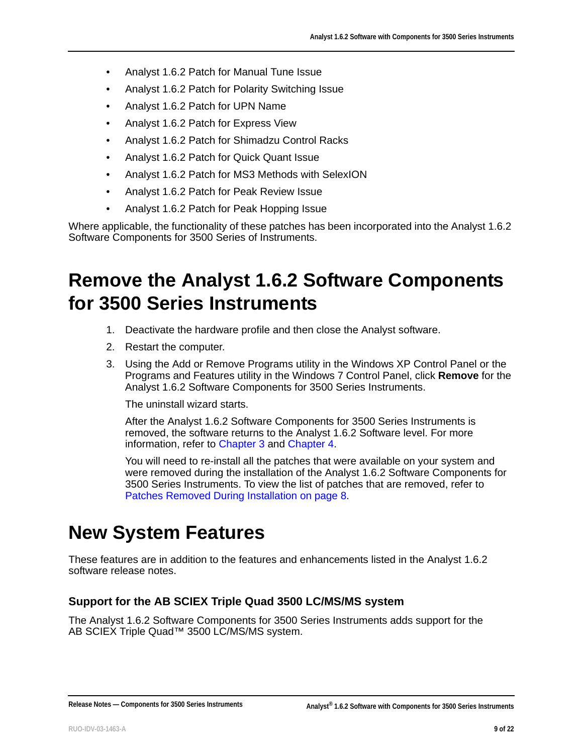- Analyst 1.6.2 Patch for Manual Tune Issue
- Analyst 1.6.2 Patch for Polarity Switching Issue
- Analyst 1.6.2 Patch for UPN Name
- Analyst 1.6.2 Patch for Express View
- Analyst 1.6.2 Patch for Shimadzu Control Racks
- Analyst 1.6.2 Patch for Quick Quant Issue
- Analyst 1.6.2 Patch for MS3 Methods with SelexION
- Analyst 1.6.2 Patch for Peak Review Issue
- Analyst 1.6.2 Patch for Peak Hopping Issue

Where applicable, the functionality of these patches has been incorporated into the Analyst 1.6.2 Software Components for 3500 Series of Instruments.

# Remove the Analyst 1.6.2 Software Components for 3500 Series Instruments

1. Deactivate the hardware profile and then close the Analyst software.
2. Restart the computer.
3. Using the Add or Remove Programs utility in the Windows XP Control Panel or the Programs and Features utility in the Windows 7 Control Panel, click **Remove** for the Analyst 1.6.2 Software Components for 3500 Series Instruments.

   The uninstall wizard starts.

   After the Analyst 1.6.2 Software Components for 3500 Series Instruments is removed, the software returns to the Analyst 1.6.2 Software level. For more information, refer to Chapter 3 and Chapter 4.

   You will need to re-install all the patches that were available on your system and were removed during the installation of the Analyst 1.6.2 Software Components for 3500 Series Instruments. To view the list of patches that are removed, refer to Patches Removed During Installation on page 8.

# New System Features

These features are in addition to the features and enhancements listed in the Analyst 1.6.2 software release notes.

### Support for the AB SCIEX Triple Quad 3500 LC/MS/MS system

The Analyst 1.6.2 Software Components for 3500 Series Instruments adds support for the AB SCIEX Triple Quad™ 3500 LC/MS/MS system.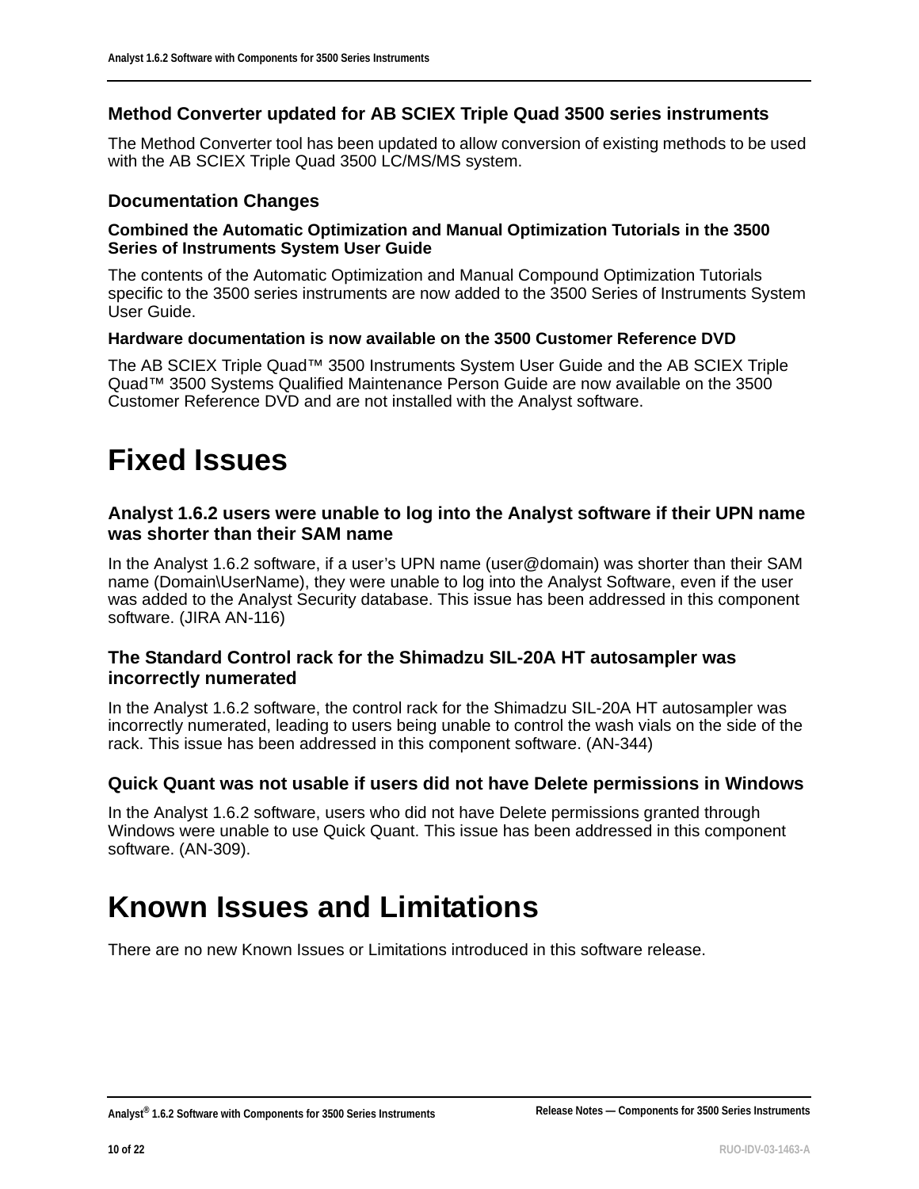### Method Converter updated for AB SCIEX Triple Quad 3500 series instruments

The Method Converter tool has been updated to allow conversion of existing methods to be used with the AB SCIEX Triple Quad 3500 LC/MS/MS system.

### Documentation Changes

#### Combined the Automatic Optimization and Manual Optimization Tutorials in the 3500 Series of Instruments System User Guide

The contents of the Automatic Optimization and Manual Compound Optimization Tutorials specific to the 3500 series instruments are now added to the 3500 Series of Instruments System User Guide.

#### Hardware documentation is now available on the 3500 Customer Reference DVD

The AB SCIEX Triple Quad™ 3500 Instruments System User Guide and the AB SCIEX Triple Quad™ 3500 Systems Qualified Maintenance Person Guide are now available on the 3500 Customer Reference DVD and are not installed with the Analyst software.

# Fixed Issues

### Analyst 1.6.2 users were unable to log into the Analyst software if their UPN name was shorter than their SAM name

In the Analyst 1.6.2 software, if a user's UPN name (user@domain) was shorter than their SAM name (Domain\UserName), they were unable to log into the Analyst Software, even if the user was added to the Analyst Security database. This issue has been addressed in this component software. (JIRA AN-116)

### The Standard Control rack for the Shimadzu SIL-20A HT autosampler was incorrectly numerated

In the Analyst 1.6.2 software, the control rack for the Shimadzu SIL-20A HT autosampler was incorrectly numerated, leading to users being unable to control the wash vials on the side of the rack. This issue has been addressed in this component software. (AN-344)

### Quick Quant was not usable if users did not have Delete permissions in Windows

In the Analyst 1.6.2 software, users who did not have Delete permissions granted through Windows were unable to use Quick Quant. This issue has been addressed in this component software. (AN-309).

# Known Issues and Limitations

There are no new Known Issues or Limitations introduced in this software release.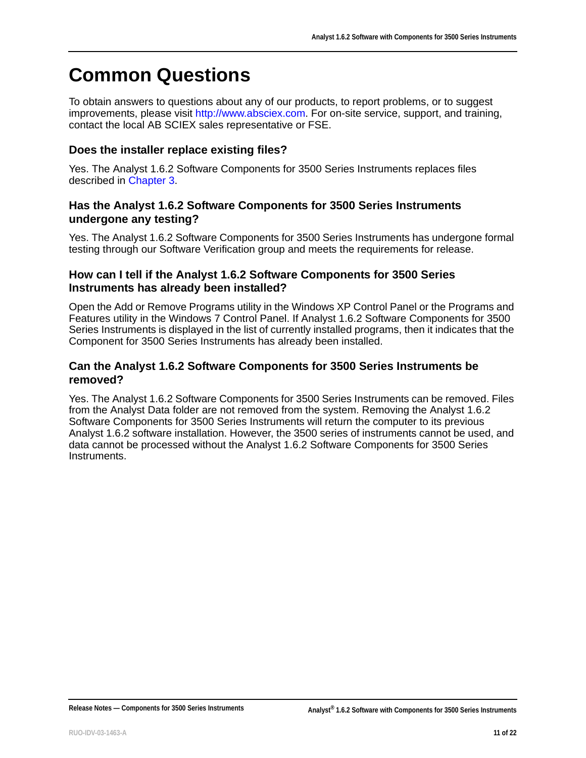# Common Questions

To obtain answers to questions about any of our products, to report problems, or to suggest improvements, please visit http://www.absciex.com. For on-site service, support, and training, contact the local AB SCIEX sales representative or FSE.

### Does the installer replace existing files?

Yes. The Analyst 1.6.2 Software Components for 3500 Series Instruments replaces files described in Chapter 3.

### Has the Analyst 1.6.2 Software Components for 3500 Series Instruments undergone any testing?

Yes. The Analyst 1.6.2 Software Components for 3500 Series Instruments has undergone formal testing through our Software Verification group and meets the requirements for release.

### How can I tell if the Analyst 1.6.2 Software Components for 3500 Series Instruments has already been installed?

Open the Add or Remove Programs utility in the Windows XP Control Panel or the Programs and Features utility in the Windows 7 Control Panel. If Analyst 1.6.2 Software Components for 3500 Series Instruments is displayed in the list of currently installed programs, then it indicates that the Component for 3500 Series Instruments has already been installed.

### Can the Analyst 1.6.2 Software Components for 3500 Series Instruments be removed?

Yes. The Analyst 1.6.2 Software Components for 3500 Series Instruments can be removed. Files from the Analyst Data folder are not removed from the system. Removing the Analyst 1.6.2 Software Components for 3500 Series Instruments will return the computer to its previous Analyst 1.6.2 software installation. However, the 3500 series of instruments cannot be used, and data cannot be processed without the Analyst 1.6.2 Software Components for 3500 Series Instruments.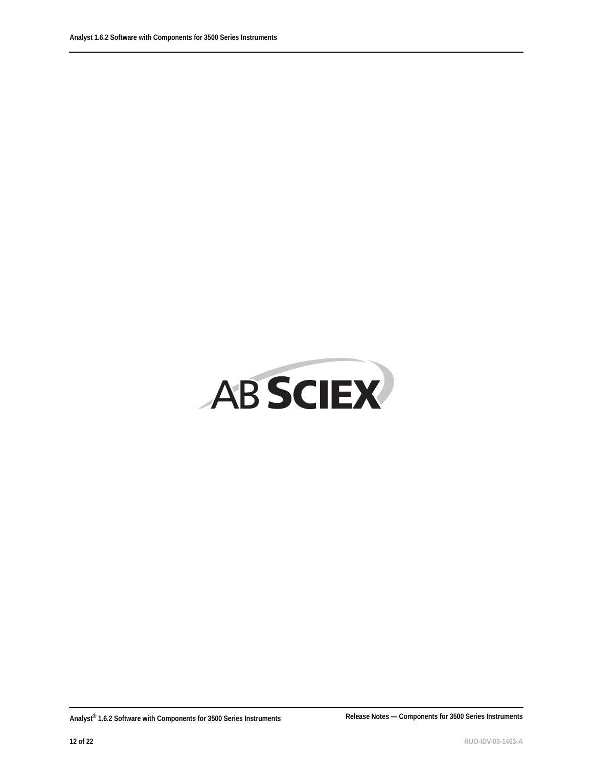AB SCIEX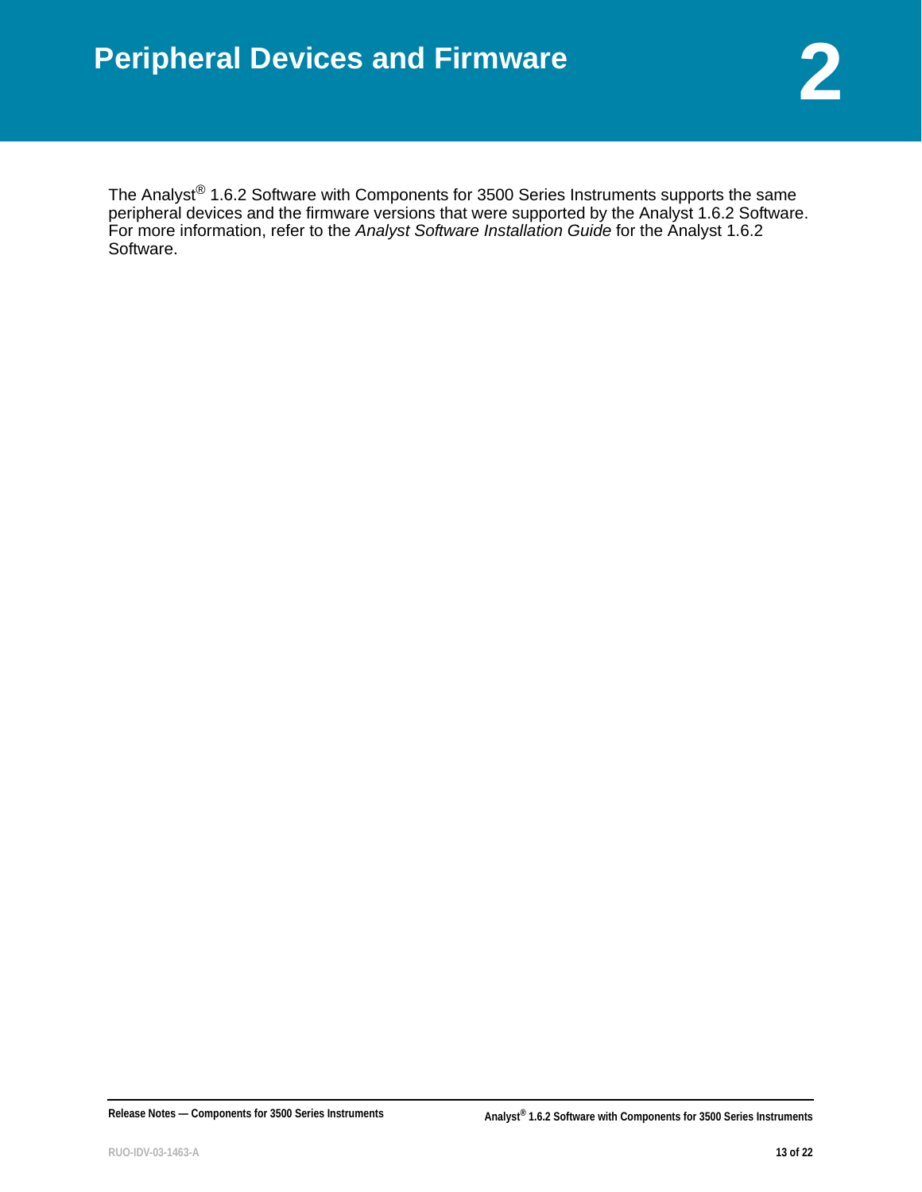# 2 Peripheral Devices and Firmware

The Analyst® 1.6.2 Software with Components for 3500 Series Instruments supports the same peripheral devices and the firmware versions that were supported by the Analyst 1.6.2 Software. For more information, refer to the *Analyst Software Installation Guide* for the Analyst 1.6.2 Software.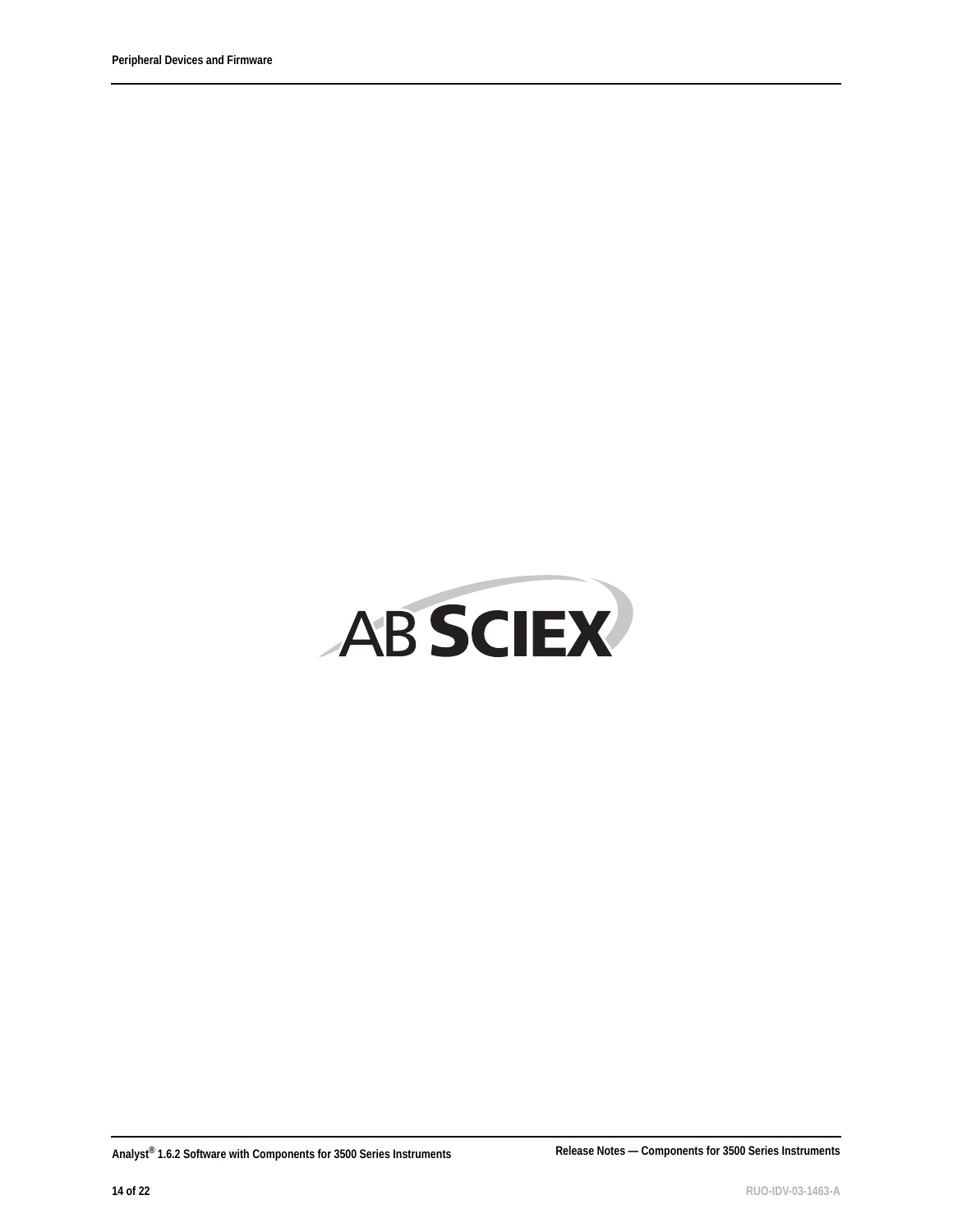AB SCIEX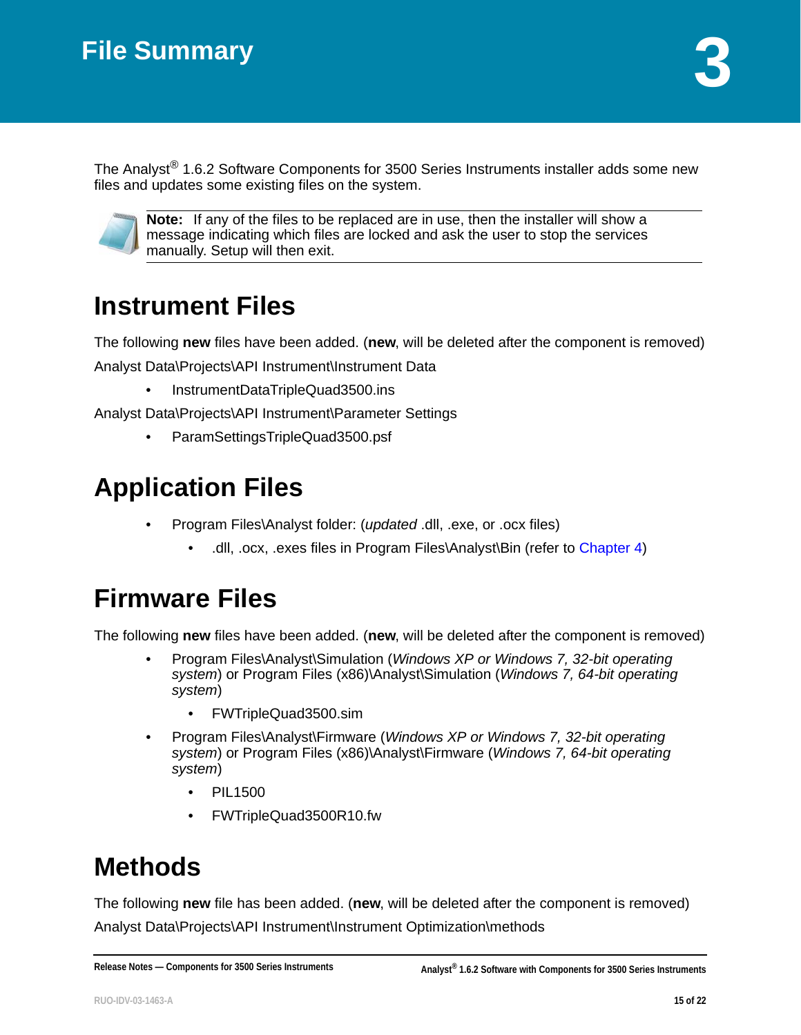# 3 File Summary

The Analyst® 1.6.2 Software Components for 3500 Series Instruments installer adds some new files and updates some existing files on the system.

**Note:** If any of the files to be replaced are in use, then the installer will show a message indicating which files are locked and ask the user to stop the services manually. Setup will then exit.

## Instrument Files

The following **new** files have been added. (**new**, will be deleted after the component is removed)

Analyst Data\Projects\API Instrument\Instrument Data

- InstrumentDataTripleQuad3500.ins

Analyst Data\Projects\API Instrument\Parameter Settings

- ParamSettingsTripleQuad3500.psf

## Application Files

- Program Files\Analyst folder: (*updated* .dll, .exe, or .ocx files)
  - .dll, .ocx, .exes files in Program Files\Analyst\Bin (refer to Chapter 4)

## Firmware Files

The following **new** files have been added. (**new**, will be deleted after the component is removed)

- Program Files\Analyst\Simulation (*Windows XP or Windows 7, 32-bit operating system*) or Program Files (x86)\Analyst\Simulation (*Windows 7, 64-bit operating system*)
  - FWTripleQuad3500.sim
- Program Files\Analyst\Firmware (*Windows XP or Windows 7, 32-bit operating system*) or Program Files (x86)\Analyst\Firmware (*Windows 7, 64-bit operating system*)
  - PIL1500
  - FWTripleQuad3500R10.fw

## Methods

The following **new** file has been added. (**new**, will be deleted after the component is removed)

Analyst Data\Projects\API Instrument\Instrument Optimization\methods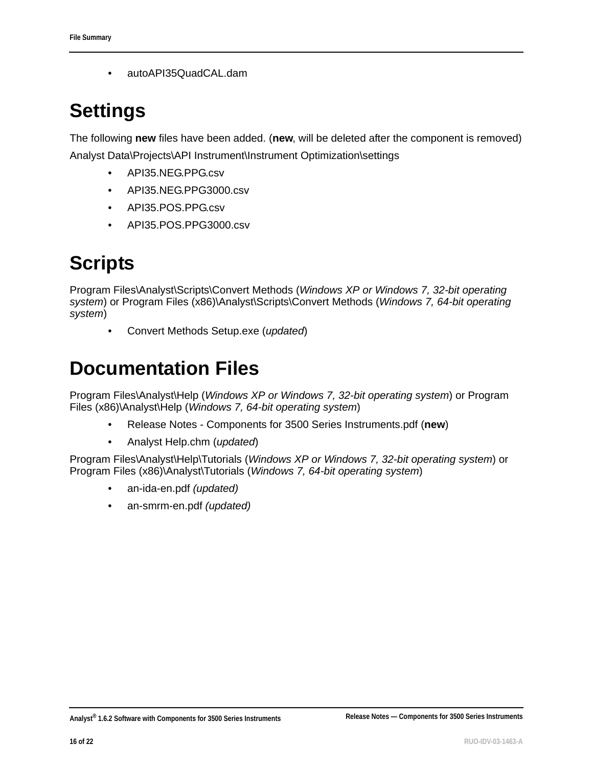- autoAPI35QuadCAL.dam

# Settings

The following **new** files have been added. (**new**, will be deleted after the component is removed)

Analyst Data\Projects\API Instrument\Instrument Optimization\settings

- API35.NEG.PPG.csv
- API35.NEG.PPG3000.csv
- API35.POS.PPG.csv
- API35.POS.PPG3000.csv

# Scripts

Program Files\Analyst\Scripts\Convert Methods (*Windows XP or Windows 7, 32-bit operating system*) or Program Files (x86)\Analyst\Scripts\Convert Methods (*Windows 7, 64-bit operating system*)

- Convert Methods Setup.exe (*updated*)

# Documentation Files

Program Files\Analyst\Help (*Windows XP or Windows 7, 32-bit operating system*) or Program Files (x86)\Analyst\Help (*Windows 7, 64-bit operating system*)

- Release Notes - Components for 3500 Series Instruments.pdf (**new**)
- Analyst Help.chm (*updated*)

Program Files\Analyst\Help\Tutorials (*Windows XP or Windows 7, 32-bit operating system*) or Program Files (x86)\Analyst\Tutorials (*Windows 7, 64-bit operating system*)

- an-ida-en.pdf *(updated)*
- an-smrm-en.pdf *(updated)*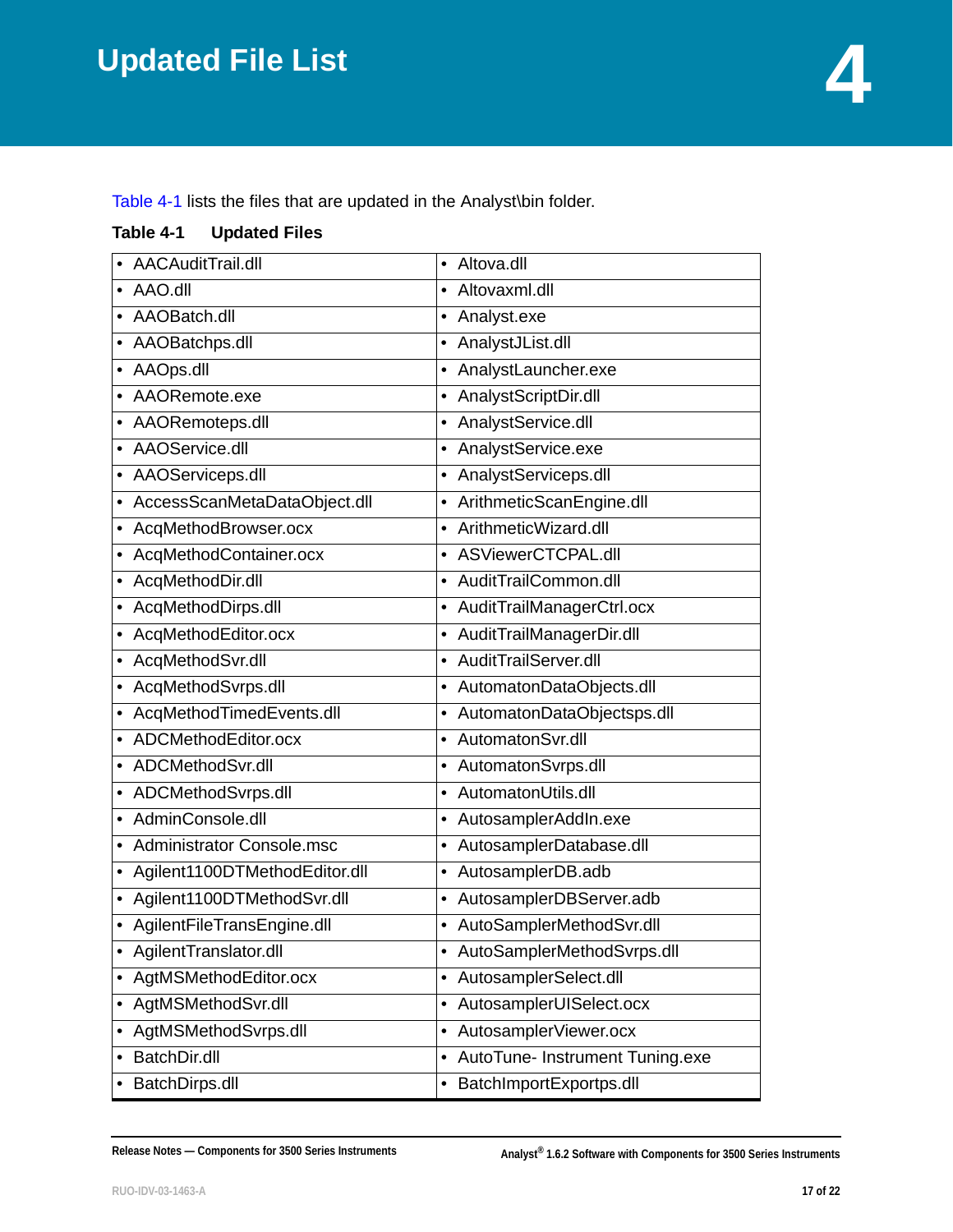# 4 Updated File List

Table 4-1 lists the files that are updated in the Analyst\bin folder.

**Table 4-1 Updated Files**

| | |
|---|---|
| • AACAuditTrail.dll | • Altova.dll |
| • AAO.dll | • Altovaxml.dll |
| • AAOBatch.dll | • Analyst.exe |
| • AAOBatchps.dll | • AnalystJList.dll |
| • AAOps.dll | • AnalystLauncher.exe |
| • AAORemote.exe | • AnalystScriptDir.dll |
| • AAORemoteps.dll | • AnalystService.dll |
| • AAOService.dll | • AnalystService.exe |
| • AAOServiceps.dll | • AnalystServiceps.dll |
| • AccessScanMetaDataObject.dll | • ArithmeticScanEngine.dll |
| • AcqMethodBrowser.ocx | • ArithmeticWizard.dll |
| • AcqMethodContainer.ocx | • ASViewerCTCPAL.dll |
| • AcqMethodDir.dll | • AuditTrailCommon.dll |
| • AcqMethodDirps.dll | • AuditTrailManagerCtrl.ocx |
| • AcqMethodEditor.ocx | • AuditTrailManagerDir.dll |
| • AcqMethodSvr.dll | • AuditTrailServer.dll |
| • AcqMethodSvrps.dll | • AutomatonDataObjects.dll |
| • AcqMethodTimedEvents.dll | • AutomatonDataObjectsps.dll |
| • ADCMethodEditor.ocx | • AutomatonSvr.dll |
| • ADCMethodSvr.dll | • AutomatonSvrps.dll |
| • ADCMethodSvrps.dll | • AutomatonUtils.dll |
| • AdminConsole.dll | • AutosamplerAddIn.exe |
| • Administrator Console.msc | • AutosamplerDatabase.dll |
| • Agilent1100DTMethodEditor.dll | • AutosamplerDB.adb |
| • Agilent1100DTMethodSvr.dll | • AutosamplerDBServer.adb |
| • AgilentFileTransEngine.dll | • AutoSamplerMethodSvr.dll |
| • AgilentTranslator.dll | • AutoSamplerMethodSvrps.dll |
| • AgtMSMethodEditor.ocx | • AutosamplerSelect.dll |
| • AgtMSMethodSvr.dll | • AutosamplerUISelect.ocx |
| • AgtMSMethodSvrps.dll | • AutosamplerViewer.ocx |
| • BatchDir.dll | • AutoTune- Instrument Tuning.exe |
| • BatchDirps.dll | • BatchImportExportps.dll |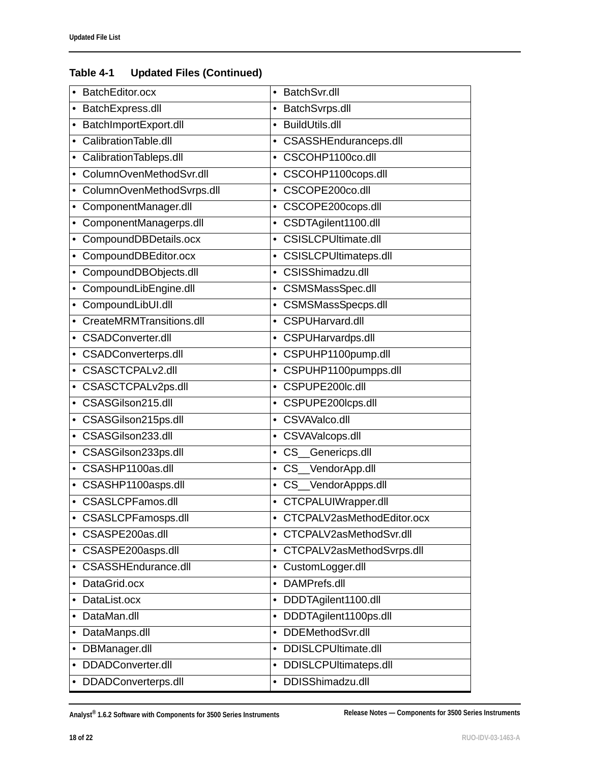**Table 4-1 Updated Files (Continued)**

| | |
|---|---|
| • BatchEditor.ocx | • BatchSvr.dll |
| • BatchExpress.dll | • BatchSvrps.dll |
| • BatchImportExport.dll | • BuildUtils.dll |
| • CalibrationTable.dll | • CSASSHEnduranceps.dll |
| • CalibrationTableps.dll | • CSCOHP1100co.dll |
| • ColumnOvenMethodSvr.dll | • CSCOHP1100cops.dll |
| • ColumnOvenMethodSvrps.dll | • CSCOPE200co.dll |
| • ComponentManager.dll | • CSCOPE200cops.dll |
| • ComponentManagerps.dll | • CSDTAgilent1100.dll |
| • CompoundDBDetails.ocx | • CSISLCPUltimate.dll |
| • CompoundDBEditor.ocx | • CSISLCPUltimateps.dll |
| • CompoundDBObjects.dll | • CSISShimadzu.dll |
| • CompoundLibEngine.dll | • CSMSMassSpec.dll |
| • CompoundLibUI.dll | • CSMSMassSpecps.dll |
| • CreateMRMTransitions.dll | • CSPUHarvard.dll |
| • CSADConverter.dll | • CSPUHarvardps.dll |
| • CSADConverterps.dll | • CSPUHP1100pump.dll |
| • CSASCTCPALv2.dll | • CSPUHP1100pumpps.dll |
| • CSASCTCPALv2ps.dll | • CSPUPE200lc.dll |
| • CSASGilson215.dll | • CSPUPE200lcps.dll |
| • CSASGilson215ps.dll | • CSVAValco.dll |
| • CSASGilson233.dll | • CSVAValcops.dll |
| • CSASGilson233ps.dll | • CS__Genericps.dll |
| • CSASHP1100as.dll | • CS__VendorApp.dll |
| • CSASHP1100asps.dll | • CS__VendorAppps.dll |
| • CSASLCPFamos.dll | • CTCPALUIWrapper.dll |
| • CSASLCPFamosps.dll | • CTCPALV2asMethodEditor.ocx |
| • CSASPE200as.dll | • CTCPALV2asMethodSvr.dll |
| • CSASPE200asps.dll | • CTCPALV2asMethodSvrps.dll |
| • CSASSHEndurance.dll | • CustomLogger.dll |
| • DataGrid.ocx | • DAMPrefs.dll |
| • DataList.ocx | • DDDTAgilent1100.dll |
| • DataMan.dll | • DDDTAgilent1100ps.dll |
| • DataManps.dll | • DDEMethodSvr.dll |
| • DBManager.dll | • DDISLCPUltimate.dll |
| • DDADConverter.dll | • DDISLCPUltimateps.dll |
| • DDADConverterps.dll | • DDISShimadzu.dll |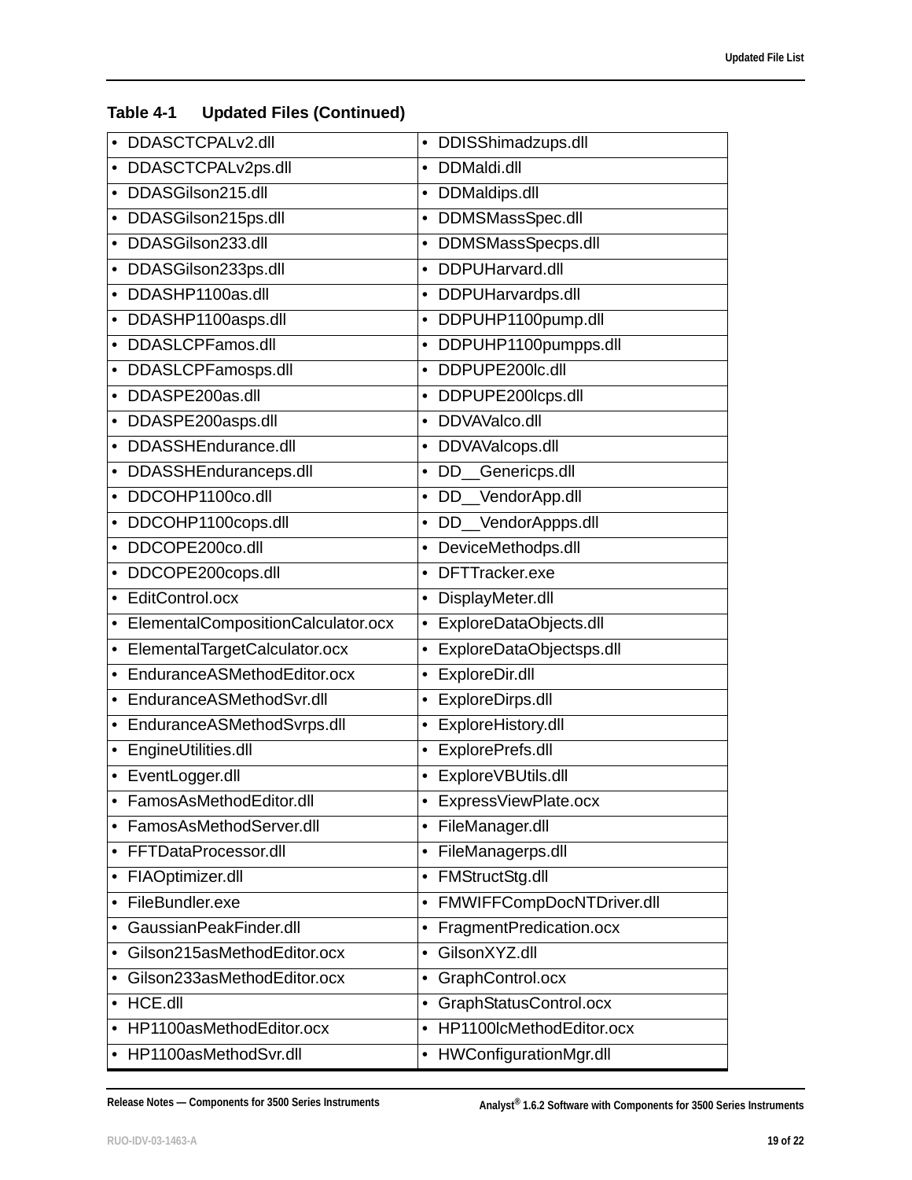**Table 4-1 Updated Files (Continued)**

| | |
|---|---|
| • DDASCTCPALv2.dll | • DDISShimadzups.dll |
| • DDASCTCPALv2ps.dll | • DDMaldi.dll |
| • DDASGilson215.dll | • DDMaldips.dll |
| • DDASGilson215ps.dll | • DDMSMassSpec.dll |
| • DDASGilson233.dll | • DDMSMassSpecps.dll |
| • DDASGilson233ps.dll | • DDPUHarvard.dll |
| • DDASHP1100as.dll | • DDPUHarvardps.dll |
| • DDASHP1100asps.dll | • DDPUHP1100pump.dll |
| • DDASLCPFamos.dll | • DDPUHP1100pumpps.dll |
| • DDASLCPFamosps.dll | • DDPUPE200lc.dll |
| • DDASPE200as.dll | • DDPUPE200lcps.dll |
| • DDASPE200asps.dll | • DDVAValco.dll |
| • DDASSHEndurance.dll | • DDVAValcops.dll |
| • DDASSHEnduranceps.dll | • DD__Genericps.dll |
| • DDCOHP1100co.dll | • DD__VendorApp.dll |
| • DDCOHP1100cops.dll | • DD__VendorAppps.dll |
| • DDCOPE200co.dll | • DeviceMethodps.dll |
| • DDCOPE200cops.dll | • DFTTracker.exe |
| • EditControl.ocx | • DisplayMeter.dll |
| • ElementalCompositionCalculator.ocx | • ExploreDataObjects.dll |
| • ElementalTargetCalculator.ocx | • ExploreDataObjectsps.dll |
| • EnduranceASMethodEditor.ocx | • ExploreDir.dll |
| • EnduranceASMethodSvr.dll | • ExploreDirps.dll |
| • EnduranceASMethodSvrps.dll | • ExploreHistory.dll |
| • EngineUtilities.dll | • ExplorePrefs.dll |
| • EventLogger.dll | • ExploreVBUtils.dll |
| • FamosAsMethodEditor.dll | • ExpressViewPlate.ocx |
| • FamosAsMethodServer.dll | • FileManager.dll |
| • FFTDataProcessor.dll | • FileManagerps.dll |
| • FIAOptimizer.dll | • FMStructStg.dll |
| • FileBundler.exe | • FMWIFFCompDocNTDriver.dll |
| • GaussianPeakFinder.dll | • FragmentPredication.ocx |
| • Gilson215asMethodEditor.ocx | • GilsonXYZ.dll |
| • Gilson233asMethodEditor.ocx | • GraphControl.ocx |
| • HCE.dll | • GraphStatusControl.ocx |
| • HP1100asMethodEditor.ocx | • HP1100lcMethodEditor.ocx |
| • HP1100asMethodSvr.dll | • HWConfigurationMgr.dll |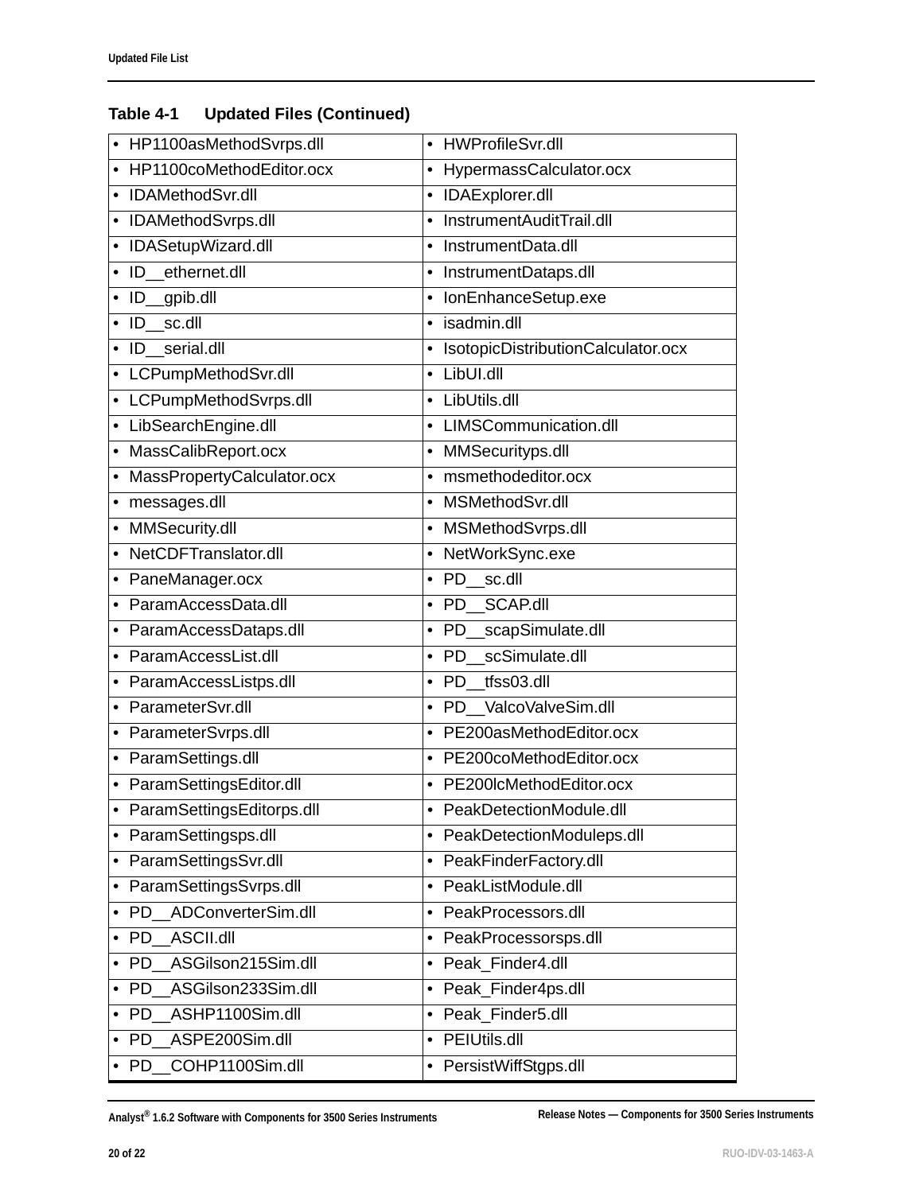**Table 4-1 Updated Files (Continued)**

| | |
|---|---|
| • HP1100asMethodSvrps.dll | • HWProfileSvr.dll |
| • HP1100coMethodEditor.ocx | • HypermassCalculator.ocx |
| • IDAMethodSvr.dll | • IDAExplorer.dll |
| • IDAMethodSvrps.dll | • InstrumentAuditTrail.dll |
| • IDASetupWizard.dll | • InstrumentData.dll |
| • ID__ethernet.dll | • InstrumentDataps.dll |
| • ID__gpib.dll | • IonEnhanceSetup.exe |
| • ID__sc.dll | • isadmin.dll |
| • ID__serial.dll | • IsotopicDistributionCalculator.ocx |
| • LCPumpMethodSvr.dll | • LibUI.dll |
| • LCPumpMethodSvrps.dll | • LibUtils.dll |
| • LibSearchEngine.dll | • LIMSCommunication.dll |
| • MassCalibReport.ocx | • MMSecurityps.dll |
| • MassPropertyCalculator.ocx | • msmethodeditor.ocx |
| • messages.dll | • MSMethodSvr.dll |
| • MMSecurity.dll | • MSMethodSvrps.dll |
| • NetCDFTranslator.dll | • NetWorkSync.exe |
| • PaneManager.ocx | • PD__sc.dll |
| • ParamAccessData.dll | • PD__SCAP.dll |
| • ParamAccessDataps.dll | • PD__scapSimulate.dll |
| • ParamAccessList.dll | • PD__scSimulate.dll |
| • ParamAccessListps.dll | • PD__tfss03.dll |
| • ParameterSvr.dll | • PD__ValcoValveSim.dll |
| • ParameterSvrps.dll | • PE200asMethodEditor.ocx |
| • ParamSettings.dll | • PE200coMethodEditor.ocx |
| • ParamSettingsEditor.dll | • PE200lcMethodEditor.ocx |
| • ParamSettingsEditorps.dll | • PeakDetectionModule.dll |
| • ParamSettingsps.dll | • PeakDetectionModuleps.dll |
| • ParamSettingsSvr.dll | • PeakFinderFactory.dll |
| • ParamSettingsSvrps.dll | • PeakListModule.dll |
| • PD__ADConverterSim.dll | • PeakProcessors.dll |
| • PD__ASCII.dll | • PeakProcessorsps.dll |
| • PD__ASGilson215Sim.dll | • Peak_Finder4.dll |
| • PD__ASGilson233Sim.dll | • Peak_Finder4ps.dll |
| • PD__ASHP1100Sim.dll | • Peak_Finder5.dll |
| • PD__ASPE200Sim.dll | • PEIUtils.dll |
| • PD__COHP1100Sim.dll | • PersistWiffStgps.dll |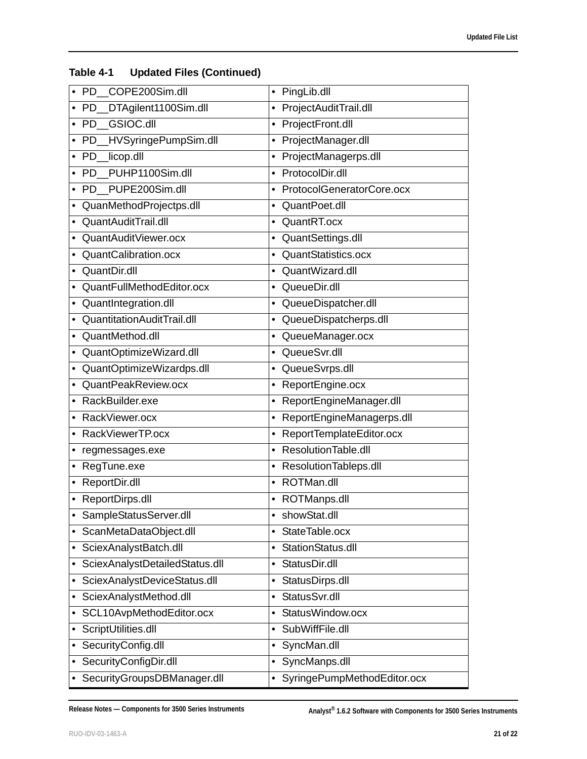**Table 4-1 Updated Files (Continued)**

| | |
|---|---|
| • PD__COPE200Sim.dll | • PingLib.dll |
| • PD__DTAgilent1100Sim.dll | • ProjectAuditTrail.dll |
| • PD__GSIOC.dll | • ProjectFront.dll |
| • PD__HVSyringePumpSim.dll | • ProjectManager.dll |
| • PD__licop.dll | • ProjectManagerps.dll |
| • PD__PUHP1100Sim.dll | • ProtocolDir.dll |
| • PD__PUPE200Sim.dll | • ProtocolGeneratorCore.ocx |
| • QuanMethodProjectps.dll | • QuantPoet.dll |
| • QuantAuditTrail.dll | • QuantRT.ocx |
| • QuantAuditViewer.ocx | • QuantSettings.dll |
| • QuantCalibration.ocx | • QuantStatistics.ocx |
| • QuantDir.dll | • QuantWizard.dll |
| • QuantFullMethodEditor.ocx | • QueueDir.dll |
| • QuantIntegration.dll | • QueueDispatcher.dll |
| • QuantitationAuditTrail.dll | • QueueDispatcherps.dll |
| • QuantMethod.dll | • QueueManager.ocx |
| • QuantOptimizeWizard.dll | • QueueSvr.dll |
| • QuantOptimizeWizardps.dll | • QueueSvrps.dll |
| • QuantPeakReview.ocx | • ReportEngine.ocx |
| • RackBuilder.exe | • ReportEngineManager.dll |
| • RackViewer.ocx | • ReportEngineManagerps.dll |
| • RackViewerTP.ocx | • ReportTemplateEditor.ocx |
| • regmessages.exe | • ResolutionTable.dll |
| • RegTune.exe | • ResolutionTableps.dll |
| • ReportDir.dll | • ROTMan.dll |
| • ReportDirps.dll | • ROTManps.dll |
| • SampleStatusServer.dll | • showStat.dll |
| • ScanMetaDataObject.dll | • StateTable.ocx |
| • SciexAnalystBatch.dll | • StationStatus.dll |
| • SciexAnalystDetailedStatus.dll | • StatusDir.dll |
| • SciexAnalystDeviceStatus.dll | • StatusDirps.dll |
| • SciexAnalystMethod.dll | • StatusSvr.dll |
| • SCL10AvpMethodEditor.ocx | • StatusWindow.ocx |
| • ScriptUtilities.dll | • SubWiffFile.dll |
| • SecurityConfig.dll | • SyncMan.dll |
| • SecurityConfigDir.dll | • SyncManps.dll |
| • SecurityGroupsDBManager.dll | • SyringePumpMethodEditor.ocx |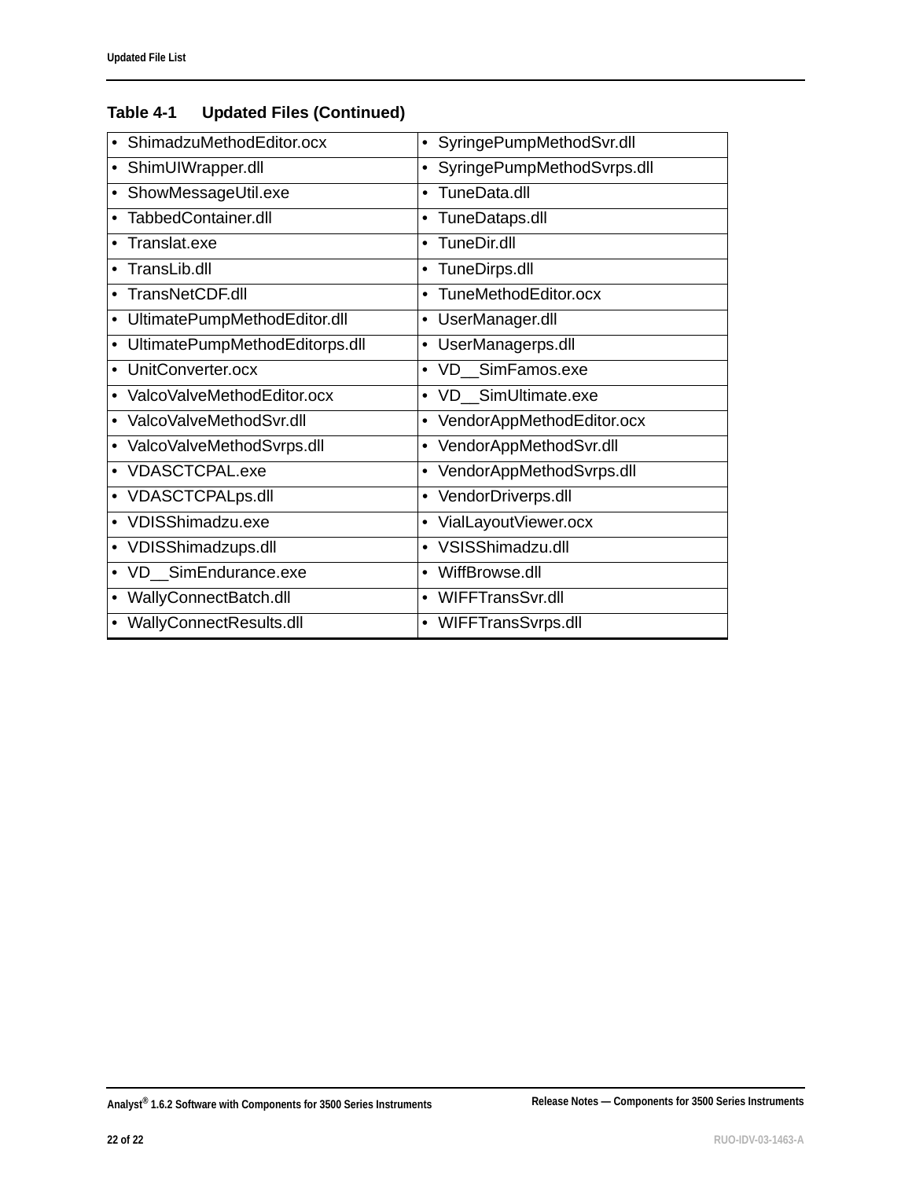**Table 4-1 Updated Files (Continued)**

| | |
|---|---|
| • ShimadzuMethodEditor.ocx | • SyringePumpMethodSvr.dll |
| • ShimUIWrapper.dll | • SyringePumpMethodSvrps.dll |
| • ShowMessageUtil.exe | • TuneData.dll |
| • TabbedContainer.dll | • TuneDataps.dll |
| • Translat.exe | • TuneDir.dll |
| • TransLib.dll | • TuneDirps.dll |
| • TransNetCDF.dll | • TuneMethodEditor.ocx |
| • UltimatePumpMethodEditor.dll | • UserManager.dll |
| • UltimatePumpMethodEditorps.dll | • UserManagerps.dll |
| • UnitConverter.ocx | • VD__SimFamos.exe |
| • ValcoValveMethodEditor.ocx | • VD__SimUltimate.exe |
| • ValcoValveMethodSvr.dll | • VendorAppMethodEditor.ocx |
| • ValcoValveMethodSvrps.dll | • VendorAppMethodSvr.dll |
| • VDASCTCPAL.exe | • VendorAppMethodSvrps.dll |
| • VDASCTCPALps.dll | • VendorDriverps.dll |
| • VDISShimadzu.exe | • VialLayoutViewer.ocx |
| • VDISShimadzups.dll | • VSISShimadzu.dll |
| • VD__SimEndurance.exe | • WiffBrowse.dll |
| • WallyConnectBatch.dll | • WIFFTransSvr.dll |
| • WallyConnectResults.dll | • WIFFTransSvrps.dll |